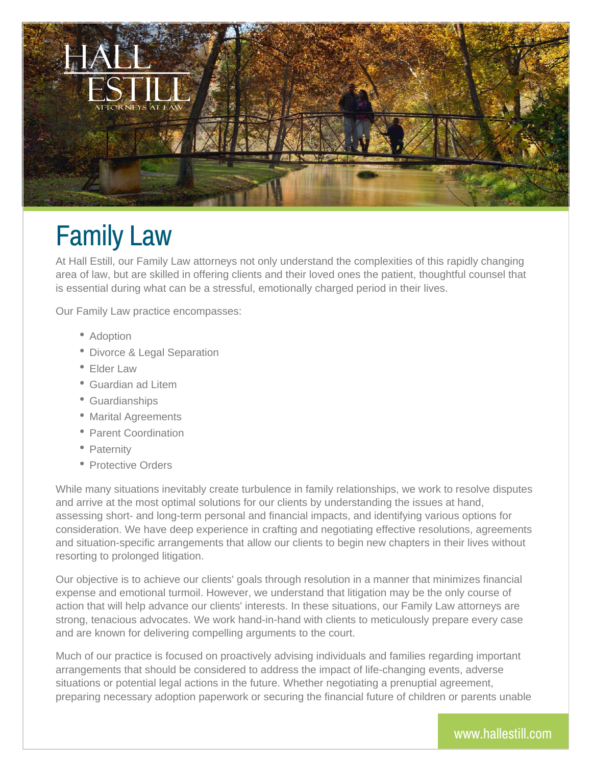# Family Law

At Hall Estill, our Family Law attorneys not only understand the complexities of this rapidly changing area of law, but are skilled in offering clients and their loved ones the patient, thoughtful counsel that is essential during what can be a stressful, emotionally charged period in their lives.

Our Family Law practice encompasses:

- Adoption
- Divorce & Legal Separation
- Elder Law
- Guardian ad Litem
- Guardianships
- Marital Agreements
- Parent Coordination
- Paternity
- Protective Orders

While many situations inevitably create turbulence in family relationships, we work to resolve disputes and arrive at the most optimal solutions for our clients by understanding the issues at hand, assessing short- and long-term personal and financial impacts, and identifying various options for consideration. We have deep experience in crafting and negotiating effective resolutions, agreements and situation-specific arrangements that allow our clients to begin new chapters in their lives without resorting to prolonged litigation.

Our objective is to achieve our clients' goals through resolution in a manner that minimizes financial expense and emotional turmoil. However, we understand that litigation may be the only course of action that will help advance our clients' interests. In these situations, our Family Law attorneys are strong, tenacious advocates. We work hand-in-hand with clients to meticulously prepare every case and are known for delivering compelling arguments to the court.

Much of our practice is focused on proactively advising individuals and families regarding important arrangements that should be considered to address the impact of life-changing events, adverse situations or potential legal actions in the future. Whether negotiating a prenuptial agreement, preparing necessary adoption paperwork or securing the financial future of children or parents unable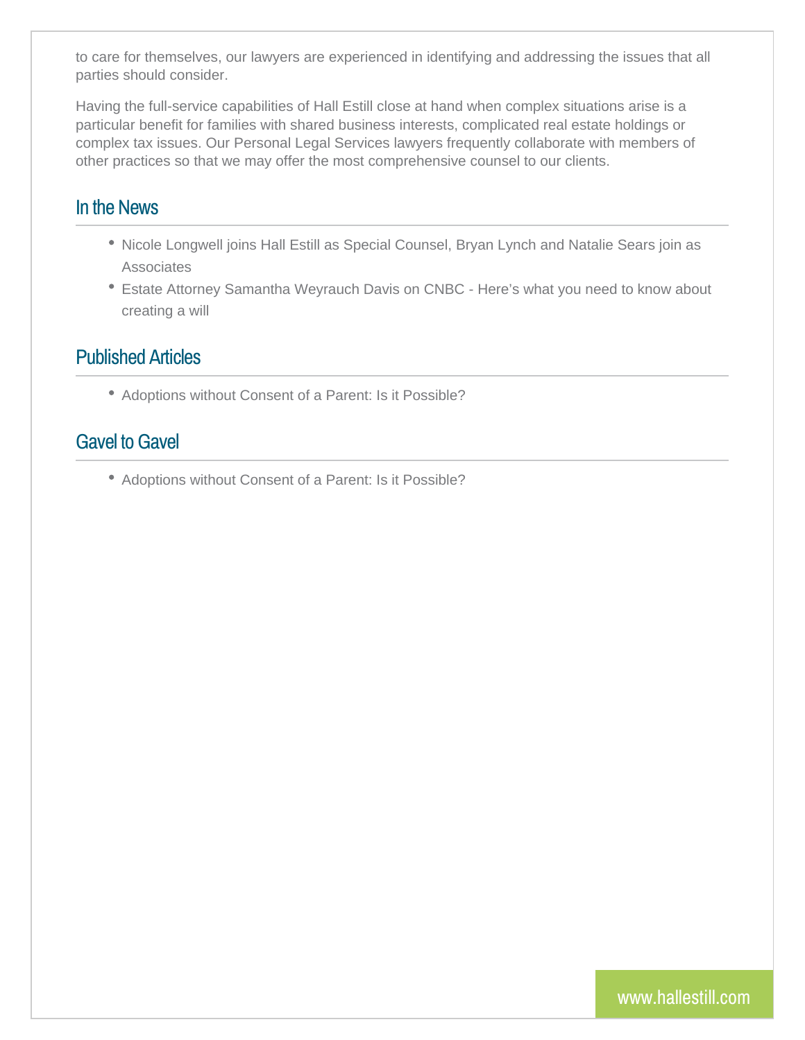to care for themselves, our lawyers are experienced in identifying and addressing the issues that all parties should consider.

Having the full-service capabilities of Hall Estill close at hand when complex situations arise is a particular benefit for families with shared business interests, complicated real estate holdings or complex tax issues. Our Personal Legal Services lawyers frequently collaborate with members of other practices so that we may offer the most comprehensive counsel to our clients.

## In the News

- Nicole Longwell joins Hall Estill as Special Counsel, Bryan Lynch and Natalie Sears join as Associates
- Estate Attorney Samantha Weyrauch Davis on CNBC - Here’s what you need to know about creating a will

## Published Articles

- Adoptions without Consent of a Parent: Is it Possible?

## Gavel to Gavel

- Adoptions without Consent of a Parent: Is it Possible?